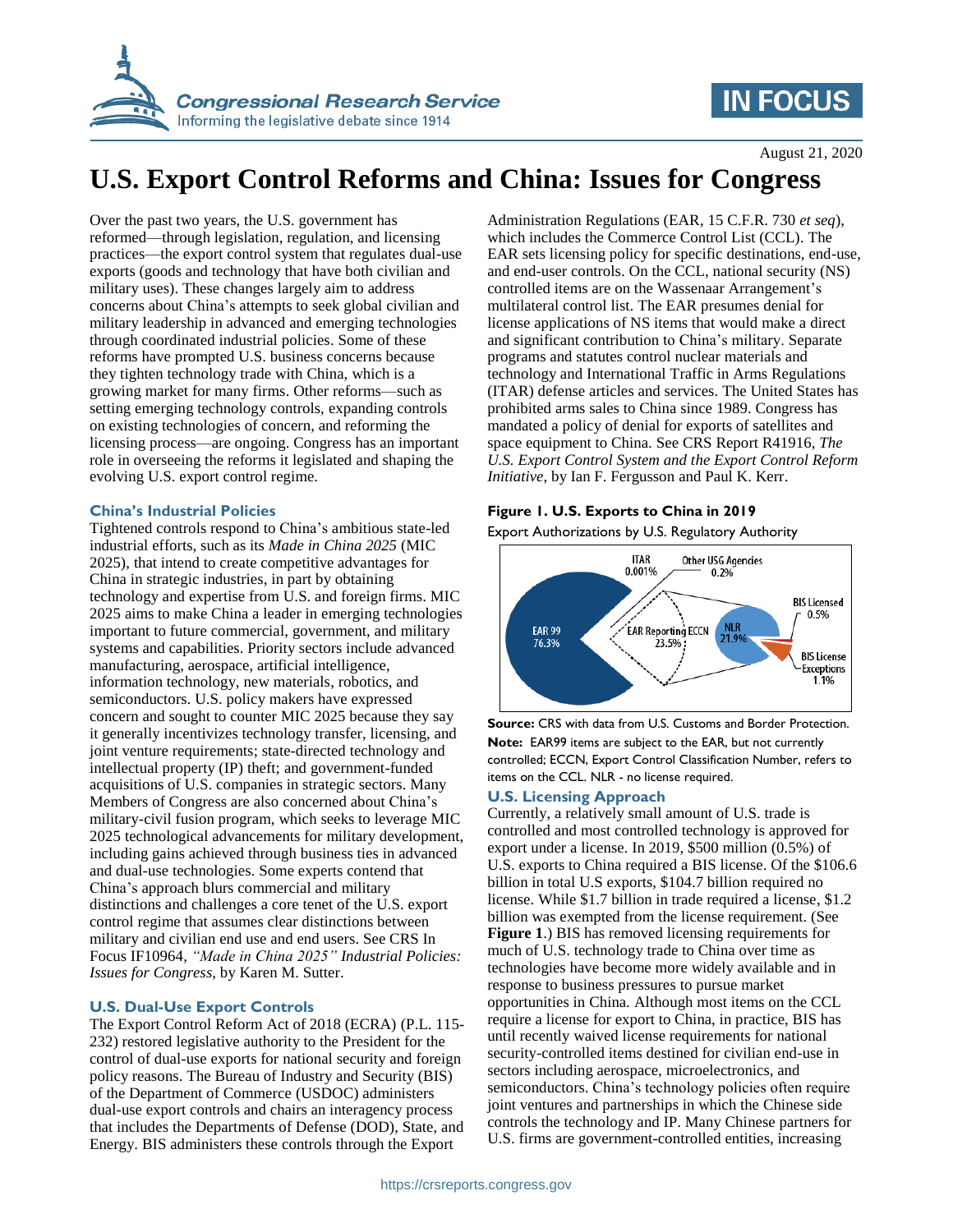August 21, 2020

# U.S. Export Control Reforms and China: Issues for Congress

Over the past two years, the U.S. government has reformed—through legislation, regulation, and licensing practices—the export control system that regulates dual-use exports (goods and technology that have both civilian and military uses). These changes largely aim to address concerns about China's attempts to seek global civilian and military leadership in advanced and emerging technologies through coordinated industrial policies. Some of these reforms have prompted U.S. business concerns because they tighten technology trade with China, which is a growing market for many firms. Other reforms—such as setting emerging technology controls, expanding controls on existing technologies of concern, and reforming the licensing process—are ongoing. Congress has an important role in overseeing the reforms it legislated and shaping the evolving U.S. export control regime.

## China's Industrial Policies

Tightened controls respond to China's ambitious state-led industrial efforts, such as its *Made in China 2025* (MIC 2025), that intend to create competitive advantages for China in strategic industries, in part by obtaining technology and expertise from U.S. and foreign firms. MIC 2025 aims to make China a leader in emerging technologies important to future commercial, government, and military systems and capabilities. Priority sectors include advanced manufacturing, aerospace, artificial intelligence, information technology, new materials, robotics, and semiconductors. U.S. policy makers have expressed concern and sought to counter MIC 2025 because they say it generally incentivizes technology transfer, licensing, and joint venture requirements; state-directed technology and intellectual property (IP) theft; and government-funded acquisitions of U.S. companies in strategic sectors. Many Members of Congress are also concerned about China's military-civil fusion program, which seeks to leverage MIC 2025 technological advancements for military development, including gains achieved through business ties in advanced and dual-use technologies. Some experts contend that China's approach blurs commercial and military distinctions and challenges a core tenet of the U.S. export control regime that assumes clear distinctions between military and civilian end use and end users. See CRS In Focus IF10964, *"Made in China 2025" Industrial Policies: Issues for Congress*, by Karen M. Sutter.

## U.S. Dual-Use Export Controls

The Export Control Reform Act of 2018 (ECRA) (P.L. 115-232) restored legislative authority to the President for the control of dual-use exports for national security and foreign policy reasons. The Bureau of Industry and Security (BIS) of the Department of Commerce (USDOC) administers dual-use export controls and chairs an interagency process that includes the Departments of Defense (DOD), State, and Energy. BIS administers these controls through the Export Administration Regulations (EAR, 15 C.F.R. 730 *et seq*), which includes the Commerce Control List (CCL). The EAR sets licensing policy for specific destinations, end-use, and end-user controls. On the CCL, national security (NS) controlled items are on the Wassenaar Arrangement's multilateral control list. The EAR presumes denial for license applications of NS items that would make a direct and significant contribution to China's military. Separate programs and statutes control nuclear materials and technology and International Traffic in Arms Regulations (ITAR) defense articles and services. The United States has prohibited arms sales to China since 1989. Congress has mandated a policy of denial for exports of satellites and space equipment to China. See CRS Report R41916, *The U.S. Export Control System and the Export Control Reform Initiative*, by Ian F. Fergusson and Paul K. Kerr.

**Figure 1. U.S. Exports to China in 2019**

Export Authorizations by U.S. Regulatory Authority

| Category | Share |
|---|---|
| EAR 99 | 76.3% |
| EAR Reporting ECCN | 23.5% |
| NLR | 21.9% |
| BIS Licensed | 0.5% |
| BIS License Exceptions | 1.1% |
| ITAR | 0.001% |
| Other USG Agencies | 0.2% |

**Source:** CRS with data from U.S. Customs and Border Protection.

**Note:** EAR99 items are subject to the EAR, but not currently controlled; ECCN, Export Control Classification Number, refers to items on the CCL. NLR - no license required.

## U.S. Licensing Approach

Currently, a relatively small amount of U.S. trade is controlled and most controlled technology is approved for export under a license. In 2019, $500 million (0.5%) of U.S. exports to China required a BIS license. Of the $106.6 billion in total U.S exports, $104.7 billion required no license. While $1.7 billion in trade required a license, $1.2 billion was exempted from the license requirement. (See **Figure 1**.) BIS has removed licensing requirements for much of U.S. technology trade to China over time as technologies have become more widely available and in response to business pressures to pursue market opportunities in China. Although most items on the CCL require a license for export to China, in practice, BIS has until recently waived license requirements for national security-controlled items destined for civilian end-use in sectors including aerospace, microelectronics, and semiconductors. China's technology policies often require joint ventures and partnerships in which the Chinese side controls the technology and IP. Many Chinese partners for U.S. firms are government-controlled entities, increasing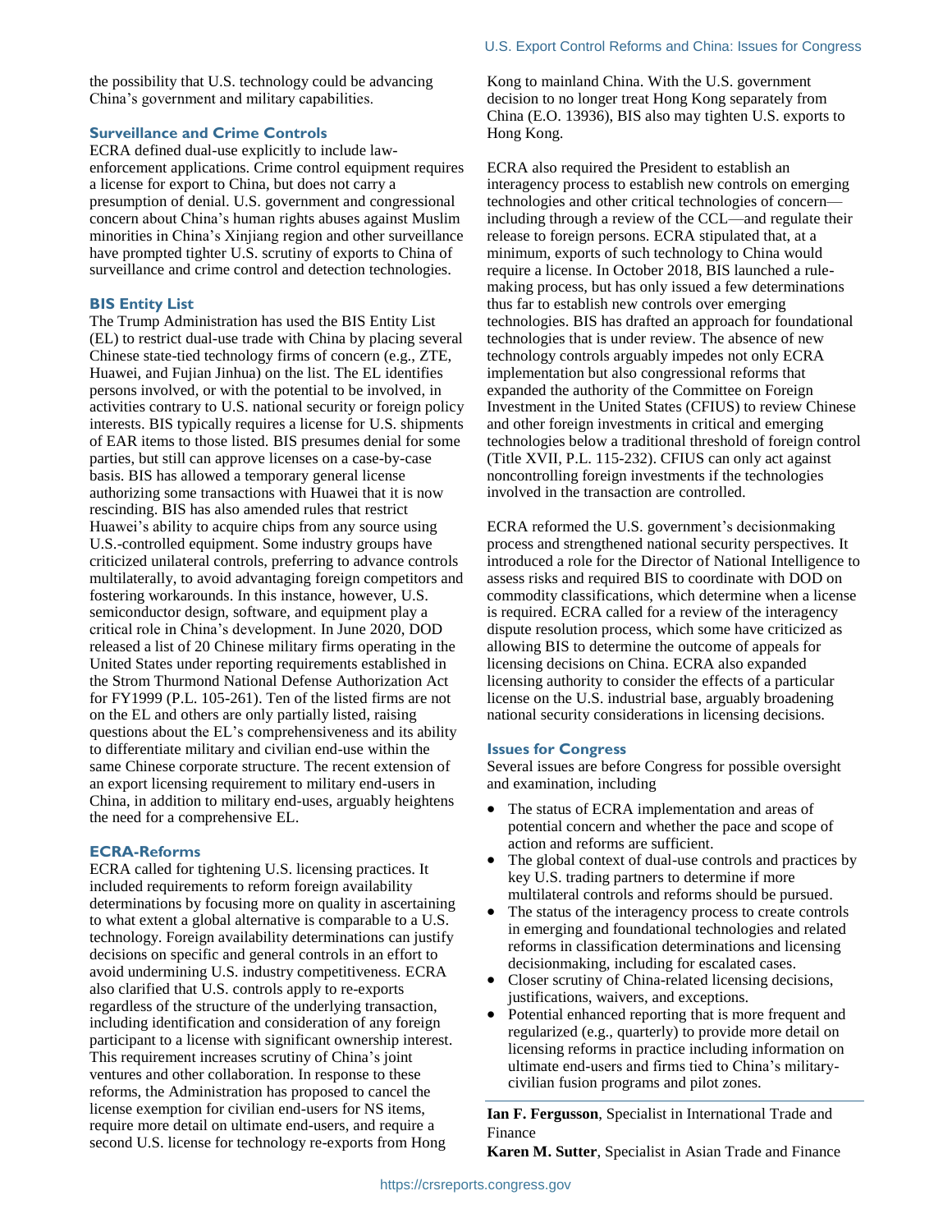the possibility that U.S. technology could be advancing China's government and military capabilities.

### Surveillance and Crime Controls

ECRA defined dual-use explicitly to include law-enforcement applications. Crime control equipment requires a license for export to China, but does not carry a presumption of denial. U.S. government and congressional concern about China's human rights abuses against Muslim minorities in China's Xinjiang region and other surveillance have prompted tighter U.S. scrutiny of exports to China of surveillance and crime control and detection technologies.

### BIS Entity List

The Trump Administration has used the BIS Entity List (EL) to restrict dual-use trade with China by placing several Chinese state-tied technology firms of concern (e.g., ZTE, Huawei, and Fujian Jinhua) on the list. The EL identifies persons involved, or with the potential to be involved, in activities contrary to U.S. national security or foreign policy interests. BIS typically requires a license for U.S. shipments of EAR items to those listed. BIS presumes denial for some parties, but still can approve licenses on a case-by-case basis. BIS has allowed a temporary general license authorizing some transactions with Huawei that it is now rescinding. BIS has also amended rules that restrict Huawei's ability to acquire chips from any source using U.S.-controlled equipment. Some industry groups have criticized unilateral controls, preferring to advance controls multilaterally, to avoid advantaging foreign competitors and fostering workarounds. In this instance, however, U.S. semiconductor design, software, and equipment play a critical role in China's development. In June 2020, DOD released a list of 20 Chinese military firms operating in the United States under reporting requirements established in the Strom Thurmond National Defense Authorization Act for FY1999 (P.L. 105-261). Ten of the listed firms are not on the EL and others are only partially listed, raising questions about the EL's comprehensiveness and its ability to differentiate military and civilian end-use within the same Chinese corporate structure. The recent extension of an export licensing requirement to military end-users in China, in addition to military end-uses, arguably heightens the need for a comprehensive EL.

### ECRA-Reforms

ECRA called for tightening U.S. licensing practices. It included requirements to reform foreign availability determinations by focusing more on quality in ascertaining to what extent a global alternative is comparable to a U.S. technology. Foreign availability determinations can justify decisions on specific and general controls in an effort to avoid undermining U.S. industry competitiveness. ECRA also clarified that U.S. controls apply to re-exports regardless of the structure of the underlying transaction, including identification and consideration of any foreign participant to a license with significant ownership interest. This requirement increases scrutiny of China's joint ventures and other collaboration. In response to these reforms, the Administration has proposed to cancel the license exemption for civilian end-users for NS items, require more detail on ultimate end-users, and require a second U.S. license for technology re-exports from Hong Kong to mainland China. With the U.S. government decision to no longer treat Hong Kong separately from China (E.O. 13936), BIS also may tighten U.S. exports to Hong Kong.

ECRA also required the President to establish an interagency process to establish new controls on emerging technologies and other critical technologies of concern—including through a review of the CCL—and regulate their release to foreign persons. ECRA stipulated that, at a minimum, exports of such technology to China would require a license. In October 2018, BIS launched a rule-making process, but has only issued a few determinations thus far to establish new controls over emerging technologies. BIS has drafted an approach for foundational technologies that is under review. The absence of new technology controls arguably impedes not only ECRA implementation but also congressional reforms that expanded the authority of the Committee on Foreign Investment in the United States (CFIUS) to review Chinese and other foreign investments in critical and emerging technologies below a traditional threshold of foreign control (Title XVII, P.L. 115-232). CFIUS can only act against noncontrolling foreign investments if the technologies involved in the transaction are controlled.

ECRA reformed the U.S. government's decisionmaking process and strengthened national security perspectives. It introduced a role for the Director of National Intelligence to assess risks and required BIS to coordinate with DOD on commodity classifications, which determine when a license is required. ECRA called for a review of the interagency dispute resolution process, which some have criticized as allowing BIS to determine the outcome of appeals for licensing decisions on China. ECRA also expanded licensing authority to consider the effects of a particular license on the U.S. industrial base, arguably broadening national security considerations in licensing decisions.

### Issues for Congress

Several issues are before Congress for possible oversight and examination, including

- The status of ECRA implementation and areas of potential concern and whether the pace and scope of action and reforms are sufficient.
- The global context of dual-use controls and practices by key U.S. trading partners to determine if more multilateral controls and reforms should be pursued.
- The status of the interagency process to create controls in emerging and foundational technologies and related reforms in classification determinations and licensing decisionmaking, including for escalated cases.
- Closer scrutiny of China-related licensing decisions, justifications, waivers, and exceptions.
- Potential enhanced reporting that is more frequent and regularized (e.g., quarterly) to provide more detail on licensing reforms in practice including information on ultimate end-users and firms tied to China's military-civilian fusion programs and pilot zones.

---

**Ian F. Fergusson**, Specialist in International Trade and Finance

**Karen M. Sutter**, Specialist in Asian Trade and Finance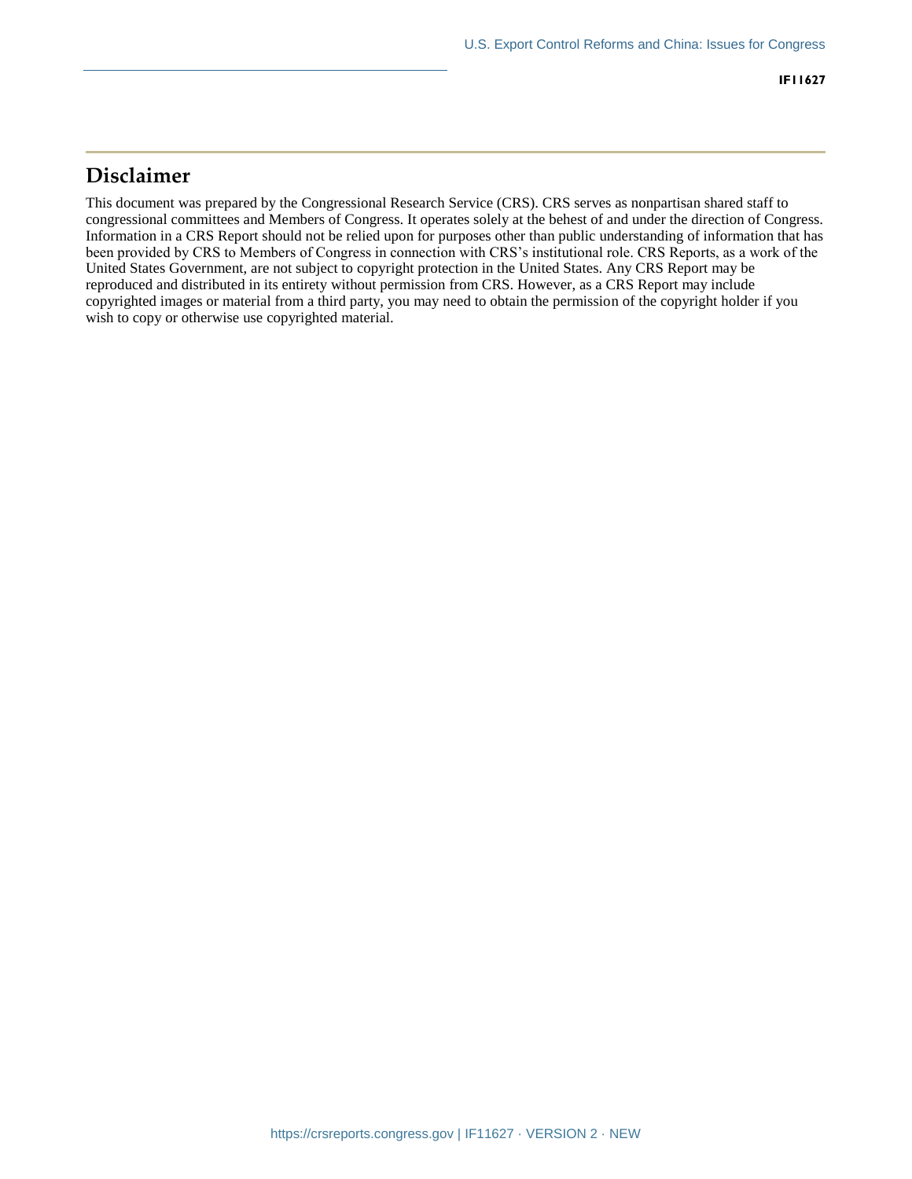## Disclaimer

This document was prepared by the Congressional Research Service (CRS). CRS serves as nonpartisan shared staff to congressional committees and Members of Congress. It operates solely at the behest of and under the direction of Congress. Information in a CRS Report should not be relied upon for purposes other than public understanding of information that has been provided by CRS to Members of Congress in connection with CRS's institutional role. CRS Reports, as a work of the United States Government, are not subject to copyright protection in the United States. Any CRS Report may be reproduced and distributed in its entirety without permission from CRS. However, as a CRS Report may include copyrighted images or material from a third party, you may need to obtain the permission of the copyright holder if you wish to copy or otherwise use copyrighted material.